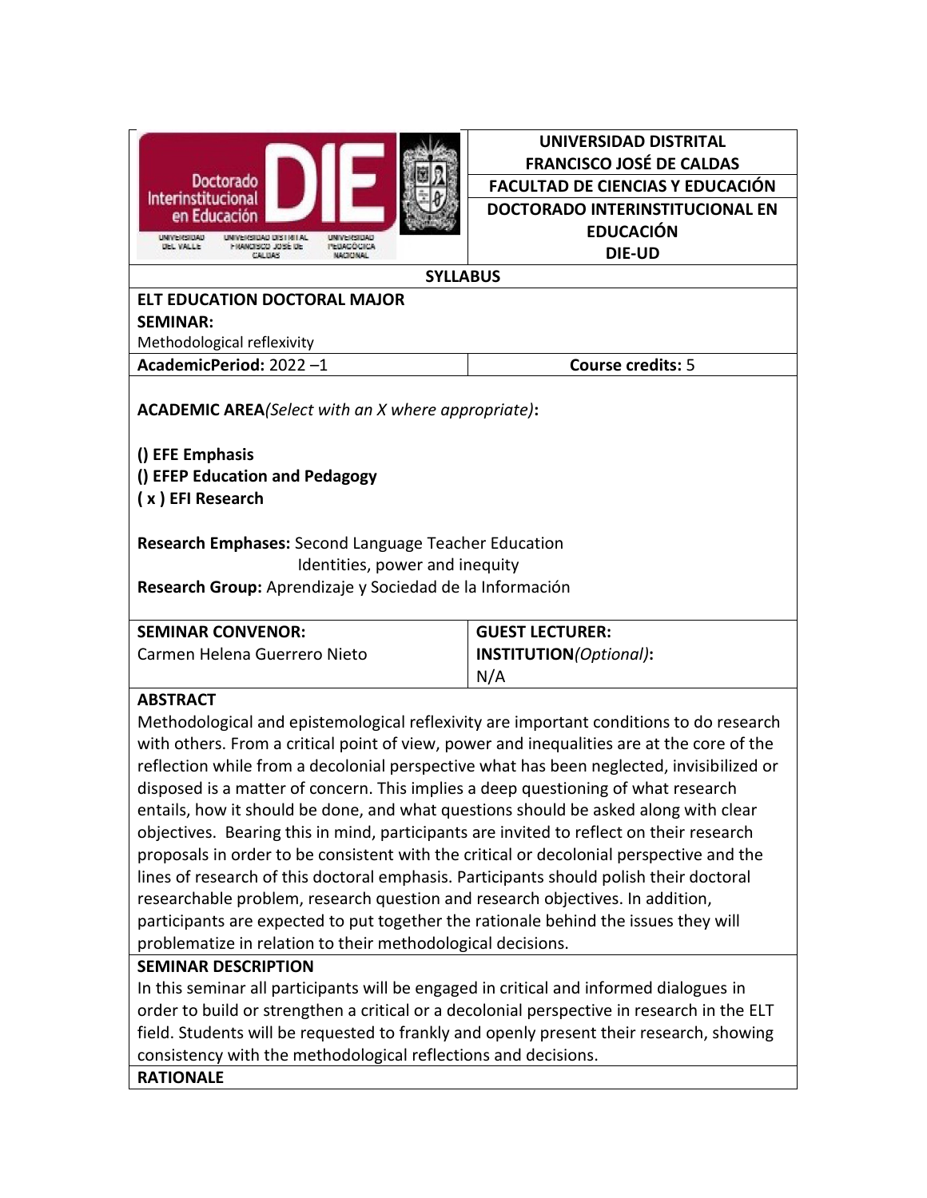**UNIVERSIDAD DISTRITAL FRANCISCO JOSÉ DE CALDAS**

**FACULTAD DE CIENCIAS Y EDUCACIÓN**

**DOCTORADO INTERINSTITUCIONAL EN EDUCACIÓN DIE-UD**

## SYLLABUS

**ELT EDUCATION DOCTORAL MAJOR**
**SEMINAR:**
Methodological reflexivity

| **AcademicPeriod:** 2022 –1 | **Course credits:** 5 |
|---|---|

**ACADEMIC AREA***(Select with an X where appropriate)***:**

**() EFE Emphasis**
**() EFEP Education and Pedagogy**
**( x ) EFI Research**

**Research Emphases:** Second Language Teacher Education
Identities, power and inequity
**Research Group:** Aprendizaje y Sociedad de la Información

| **SEMINAR CONVENOR:** | **GUEST LECTURER:** |
|---|---|
| Carmen Helena Guerrero Nieto | **INSTITUTION***(Optional)***:** N/A |

**ABSTRACT**

Methodological and epistemological reflexivity are important conditions to do research with others. From a critical point of view, power and inequalities are at the core of the reflection while from a decolonial perspective what has been neglected, invisibilized or disposed is a matter of concern. This implies a deep questioning of what research entails, how it should be done, and what questions should be asked along with clear objectives. Bearing this in mind, participants are invited to reflect on their research proposals in order to be consistent with the critical or decolonial perspective and the lines of research of this doctoral emphasis. Participants should polish their doctoral researchable problem, research question and research objectives. In addition, participants are expected to put together the rationale behind the issues they will problematize in relation to their methodological decisions.

**SEMINAR DESCRIPTION**

In this seminar all participants will be engaged in critical and informed dialogues in order to build or strengthen a critical or a decolonial perspective in research in the ELT field. Students will be requested to frankly and openly present their research, showing consistency with the methodological reflections and decisions.

**RATIONALE**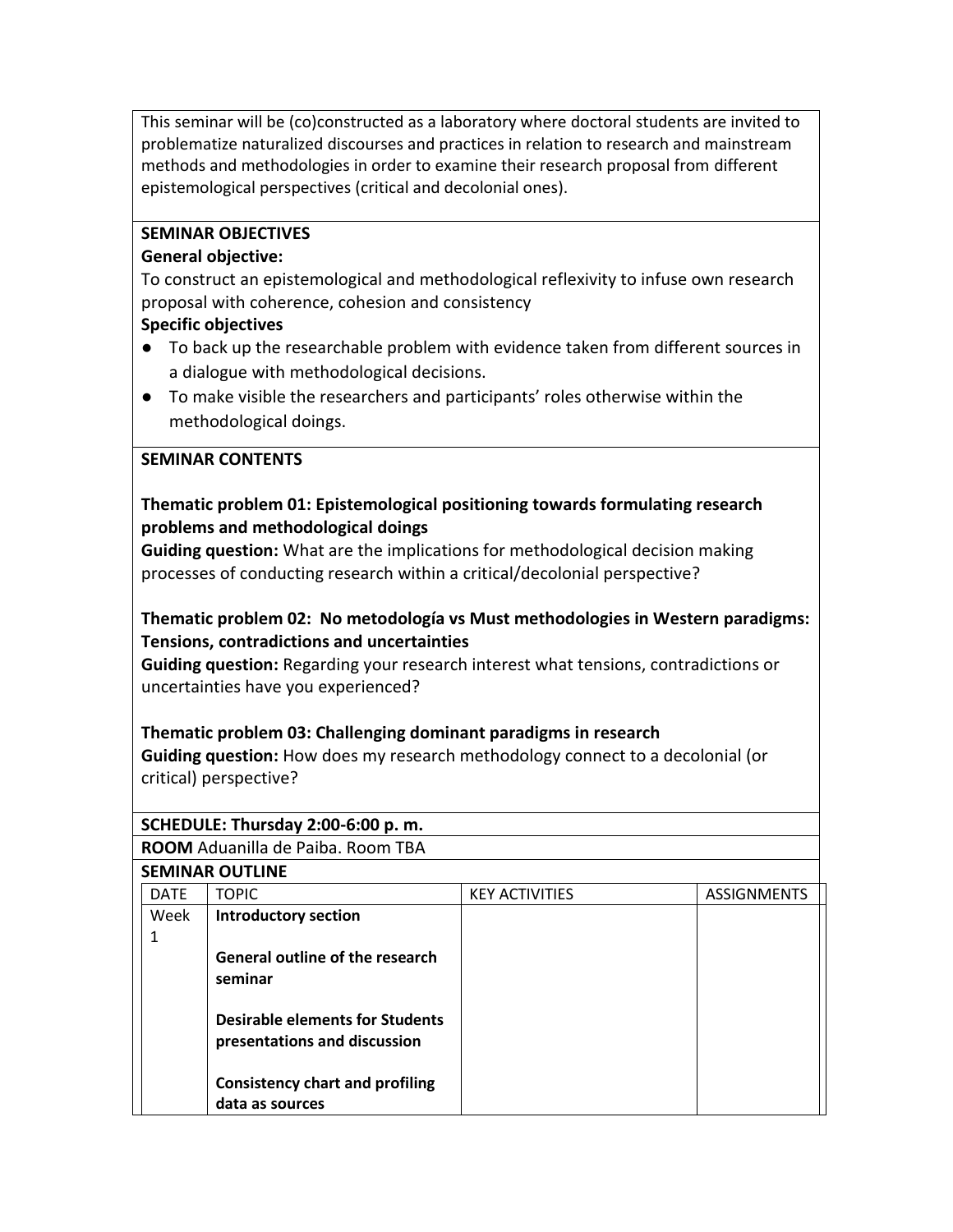This seminar will be (co)constructed as a laboratory where doctoral students are invited to problematize naturalized discourses and practices in relation to research and mainstream methods and methodologies in order to examine their research proposal from different epistemological perspectives (critical and decolonial ones).

**SEMINAR OBJECTIVES**

**General objective:**

To construct an epistemological and methodological reflexivity to infuse own research proposal with coherence, cohesion and consistency

**Specific objectives**

- To back up the researchable problem with evidence taken from different sources in a dialogue with methodological decisions.
- To make visible the researchers and participants' roles otherwise within the methodological doings.

**SEMINAR CONTENTS**

**Thematic problem 01: Epistemological positioning towards formulating research problems and methodological doings**

**Guiding question:** What are the implications for methodological decision making processes of conducting research within a critical/decolonial perspective?

**Thematic problem 02: No metodología vs Must methodologies in Western paradigms: Tensions, contradictions and uncertainties**

**Guiding question:** Regarding your research interest what tensions, contradictions or uncertainties have you experienced?

**Thematic problem 03: Challenging dominant paradigms in research**

**Guiding question:** How does my research methodology connect to a decolonial (or critical) perspective?

**SCHEDULE: Thursday 2:00-6:00 p. m.**

**ROOM** Aduanilla de Paiba. Room TBA

**SEMINAR OUTLINE**

| DATE | TOPIC | KEY ACTIVITIES | ASSIGNMENTS |
|---|---|---|---|
| Week 1 | **Introductory section**<br><br>**General outline of the research seminar**<br><br>**Desirable elements for Students presentations and discussion**<br><br>**Consistency chart and profiling data as sources** | | |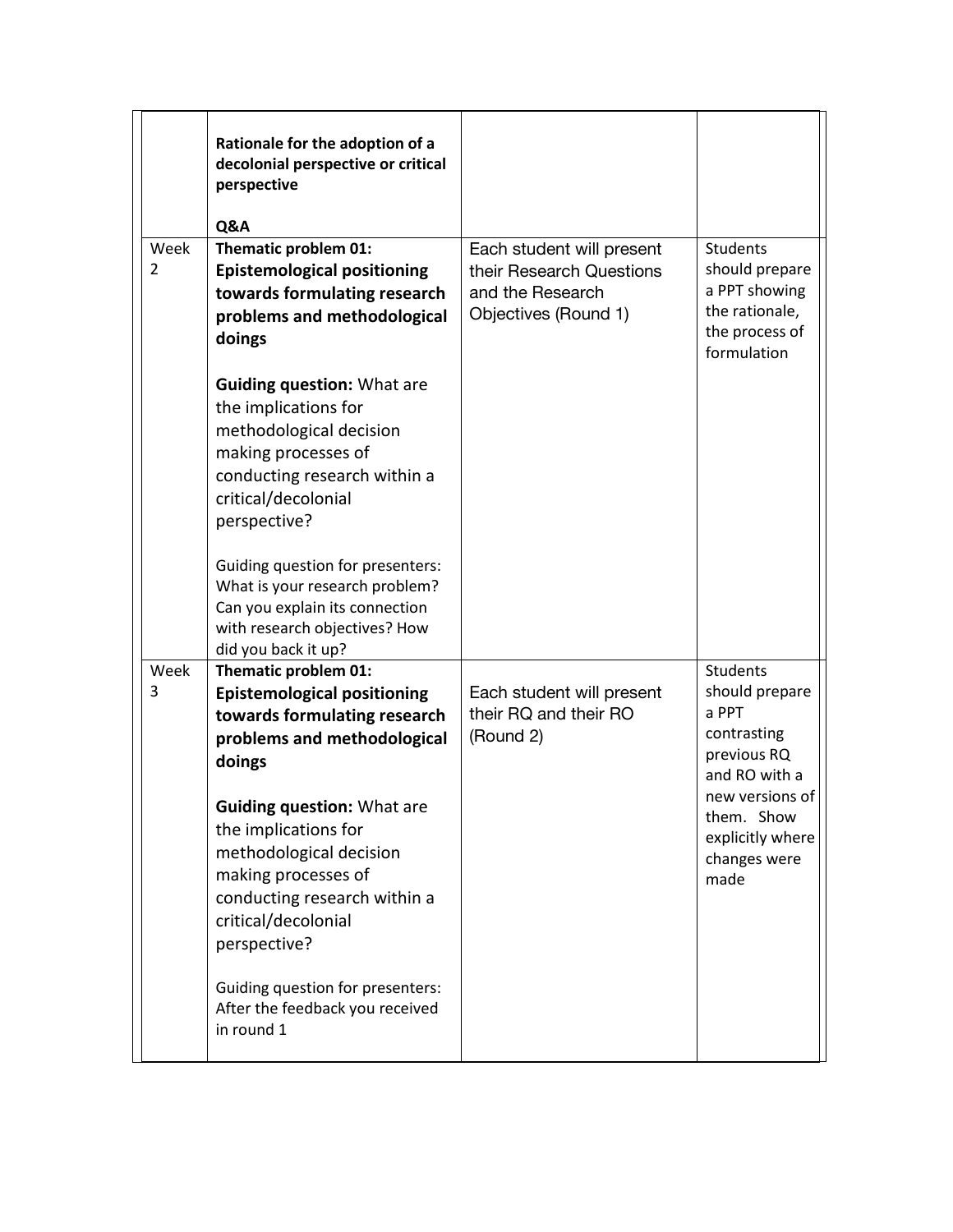| | | | |
|---|---|---|---|
| | **Rationale for the adoption of a decolonial perspective or critical perspective**<br><br>**Q&A** | | |
| Week 2 | **Thematic problem 01: Epistemological positioning towards formulating research problems and methodological doings**<br><br>**Guiding question:** What are the implications for methodological decision making processes of conducting research within a critical/decolonial perspective?<br><br>Guiding question for presenters: What is your research problem? Can you explain its connection with research objectives? How did you back it up? | Each student will present their Research Questions and the Research Objectives (Round 1) | Students should prepare a PPT showing the rationale, the process of formulation |
| Week 3 | **Thematic problem 01: Epistemological positioning towards formulating research problems and methodological doings**<br><br>**Guiding question:** What are the implications for methodological decision making processes of conducting research within a critical/decolonial perspective?<br><br>Guiding question for presenters: After the feedback you received in round 1 | Each student will present their RQ and their RO (Round 2) | Students should prepare a PPT contrasting previous RQ and RO with a new versions of them. Show explicitly where changes were made |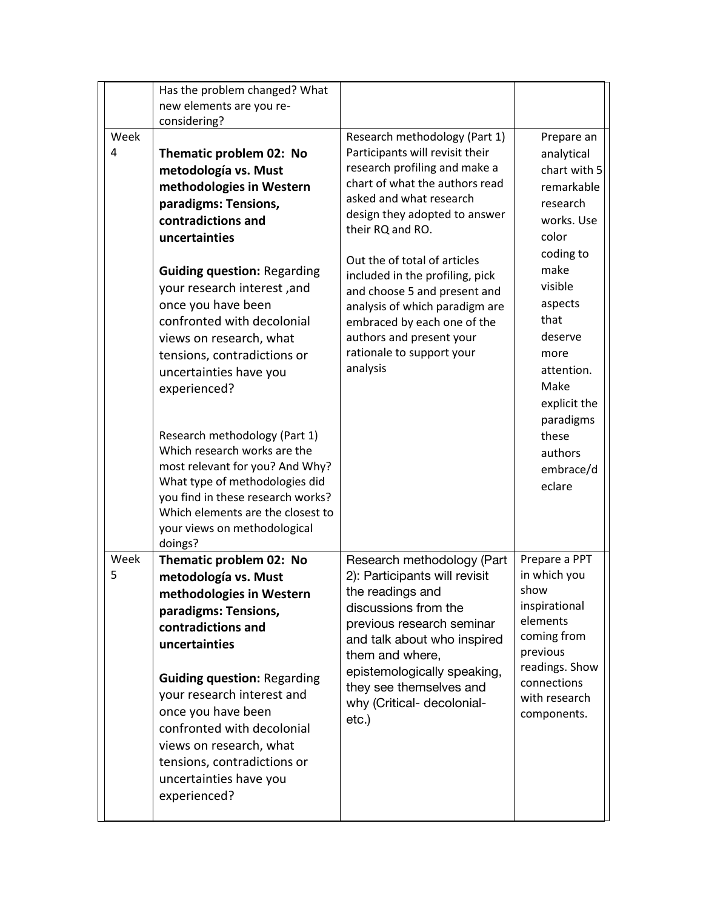|  |  |  |  |
|---|---|---|---|
|  | Has the problem changed? What new elements are you re-considering? |  |  |
| Week 4 | **Thematic problem 02: No metodología vs. Must methodologies in Western paradigms: Tensions, contradictions and uncertainties**<br><br>**Guiding question:** Regarding your research interest ,and once you have been confronted with decolonial views on research, what tensions, contradictions or uncertainties have you experienced?<br><br>Research methodology (Part 1) Which research works are the most relevant for you? And Why? What type of methodologies did you find in these research works? Which elements are the closest to your views on methodological doings? | Research methodology (Part 1) Participants will revisit their research profiling and make a chart of what the authors read asked and what research design they adopted to answer their RQ and RO.<br><br>Out the of total of articles included in the profiling, pick and choose 5 and present and analysis of which paradigm are embraced by each one of the authors and present your rationale to support your analysis | Prepare an analytical chart with 5 remarkable research works. Use color coding to make visible aspects that deserve more attention. Make explicit the paradigms these authors embrace/declare |
| Week 5 | **Thematic problem 02: No metodología vs. Must methodologies in Western paradigms: Tensions, contradictions and uncertainties**<br><br>**Guiding question:** Regarding your research interest and once you have been confronted with decolonial views on research, what tensions, contradictions or uncertainties have you experienced? | Research methodology (Part 2): Participants will revisit the readings and discussions from the previous research seminar and talk about who inspired them and where, epistemologically speaking, they see themselves and why (Critical- decolonial- etc.) | Prepare a PPT in which you show inspirational elements coming from previous readings. Show connections with research components. |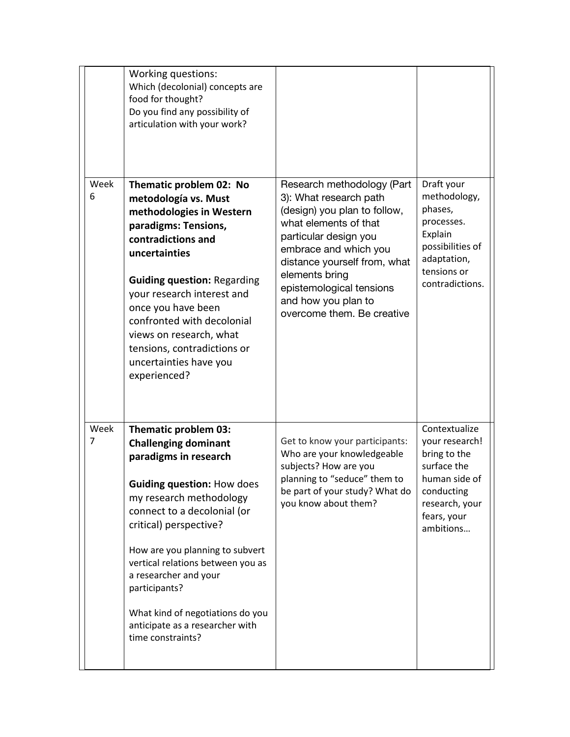| | | | |
|---|---|---|---|
| | Working questions:<br>Which (decolonial) concepts are food for thought?<br>Do you find any possibility of articulation with your work? | | |
| Week 6 | **Thematic problem 02: No metodología vs. Must methodologies in Western paradigms: Tensions, contradictions and uncertainties**<br><br>**Guiding question:** Regarding your research interest and once you have been confronted with decolonial views on research, what tensions, contradictions or uncertainties have you experienced? | Research methodology (Part 3): What research path (design) you plan to follow, what elements of that particular design you embrace and which you distance yourself from, what elements bring epistemological tensions and how you plan to overcome them. Be creative | Draft your methodology, phases, processes. Explain possibilities of adaptation, tensions or contradictions. |
| Week 7 | **Thematic problem 03: Challenging dominant paradigms in research**<br><br>**Guiding question:** How does my research methodology connect to a decolonial (or critical) perspective?<br><br>How are you planning to subvert vertical relations between you as a researcher and your participants?<br><br>What kind of negotiations do you anticipate as a researcher with time constraints? | Get to know your participants: Who are your knowledgeable subjects? How are you planning to "seduce" them to be part of your study? What do you know about them? | Contextualize your research! bring to the surface the human side of conducting research, your fears, your ambitions… |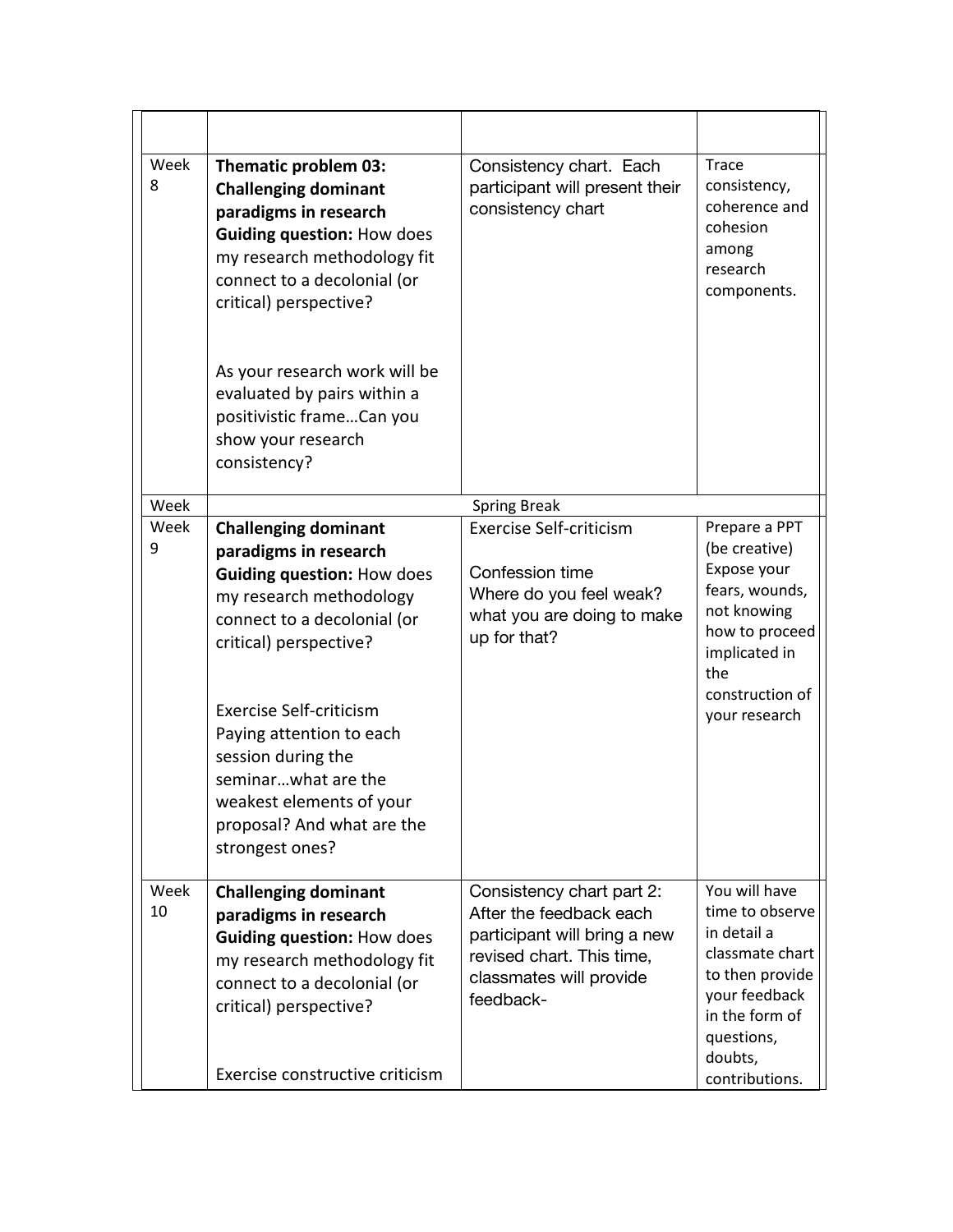| | | | |
|---|---|---|---|
| Week 8 | **Thematic problem 03: Challenging dominant paradigms in research** **Guiding question:** How does my research methodology fit connect to a decolonial (or critical) perspective?<br><br>As your research work will be evaluated by pairs within a positivistic frame…Can you show your research consistency? | Consistency chart. Each participant will present their consistency chart | Trace consistency, coherence and cohesion among research components. |
| Week | Spring Break | | |
| Week 9 | **Challenging dominant paradigms in research** **Guiding question:** How does my research methodology connect to a decolonial (or critical) perspective?<br><br>Exercise Self-criticism Paying attention to each session during the seminar…what are the weakest elements of your proposal? And what are the strongest ones? | Exercise Self-criticism<br><br>Confession time<br>Where do you feel weak? what you are doing to make up for that? | Prepare a PPT (be creative) Expose your fears, wounds, not knowing how to proceed implicated in the construction of your research |
| Week 10 | **Challenging dominant paradigms in research** **Guiding question:** How does my research methodology fit connect to a decolonial (or critical) perspective?<br><br>Exercise constructive criticism | Consistency chart part 2: After the feedback each participant will bring a new revised chart. This time, classmates will provide feedback- | You will have time to observe in detail a classmate chart to then provide your feedback in the form of questions, doubts, contributions. |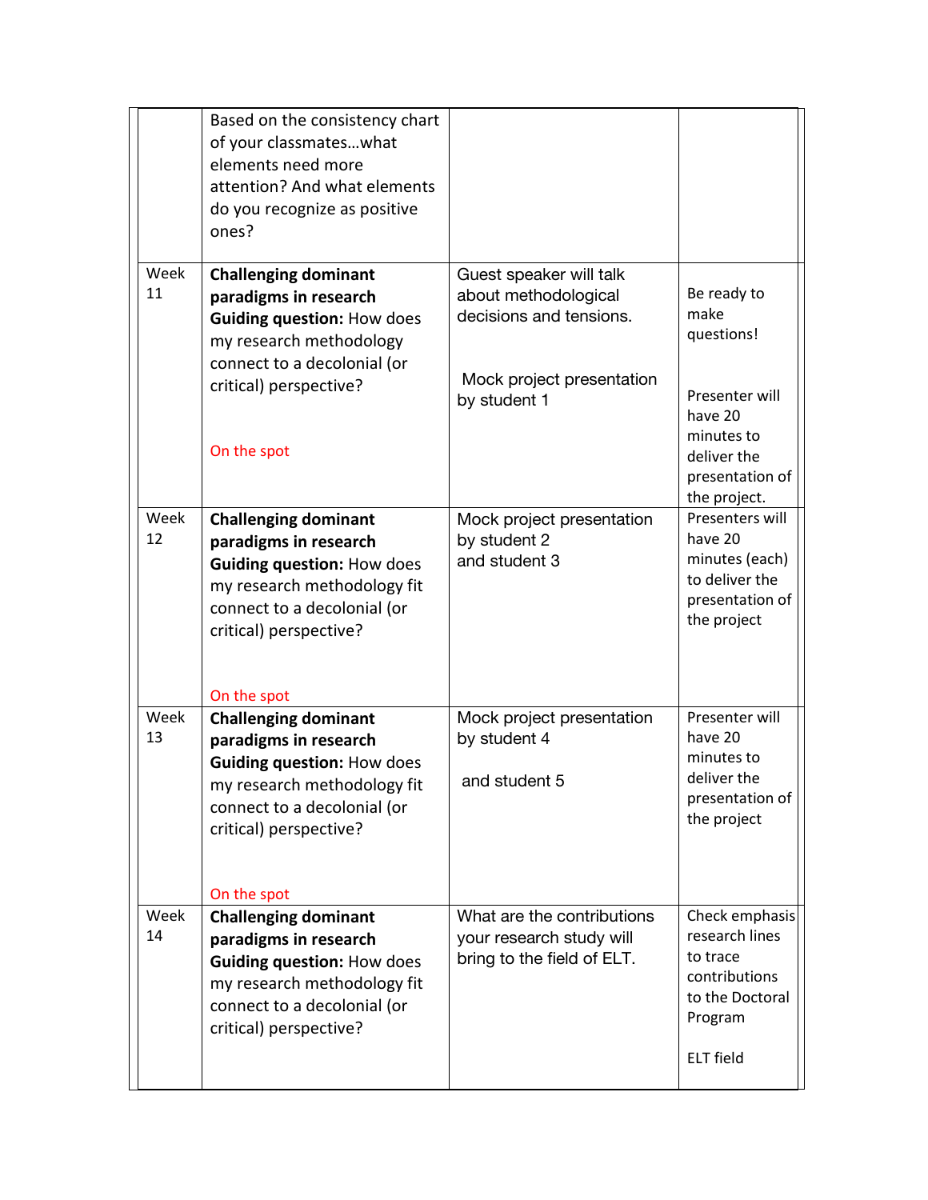| | | | |
|---|---|---|---|
| | Based on the consistency chart of your classmates…what elements need more attention? And what elements do you recognize as positive ones? | | |
| Week 11 | **Challenging dominant paradigms in research** **Guiding question:** How does my research methodology connect to a decolonial (or critical) perspective? On the spot | Guest speaker will talk about methodological decisions and tensions. Mock project presentation by student 1 | Be ready to make questions! Presenter will have 20 minutes to deliver the presentation of the project. |
| Week 12 | **Challenging dominant paradigms in research** **Guiding question:** How does my research methodology fit connect to a decolonial (or critical) perspective? On the spot | Mock project presentation by student 2 and student 3 | Presenters will have 20 minutes (each) to deliver the presentation of the project |
| Week 13 | **Challenging dominant paradigms in research** **Guiding question:** How does my research methodology fit connect to a decolonial (or critical) perspective? On the spot | Mock project presentation by student 4 and student 5 | Presenter will have 20 minutes to deliver the presentation of the project |
| Week 14 | **Challenging dominant paradigms in research** **Guiding question:** How does my research methodology fit connect to a decolonial (or critical) perspective? | What are the contributions your research study will bring to the field of ELT. | Check emphasis research lines to trace contributions to the Doctoral Program ELT field |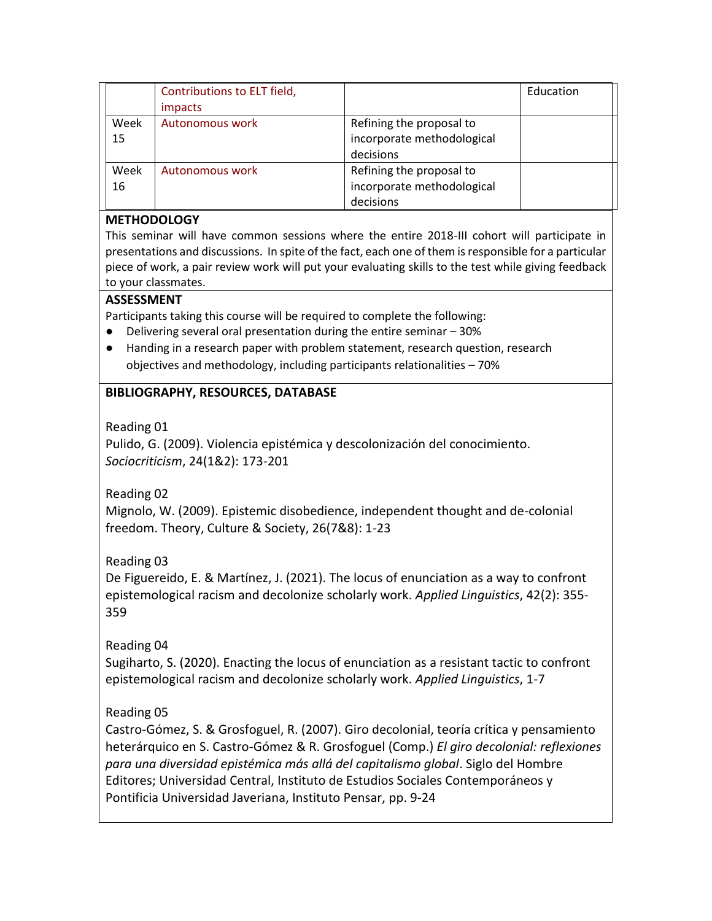| | | | |
|---|---|---|---|
| | Contributions to ELT field, impacts | | Education |
| Week 15 | Autonomous work | Refining the proposal to incorporate methodological decisions | |
| Week 16 | Autonomous work | Refining the proposal to incorporate methodological decisions | |

**METHODOLOGY**

This seminar will have common sessions where the entire 2018-III cohort will participate in presentations and discussions. In spite of the fact, each one of them is responsible for a particular piece of work, a pair review work will put your evaluating skills to the test while giving feedback to your classmates.

**ASSESSMENT**

Participants taking this course will be required to complete the following:

- Delivering several oral presentation during the entire seminar – 30%
- Handing in a research paper with problem statement, research question, research objectives and methodology, including participants relationalities – 70%

**BIBLIOGRAPHY, RESOURCES, DATABASE**

Reading 01
Pulido, G. (2009). Violencia epistémica y descolonización del conocimiento. *Sociocriticism*, 24(1&2): 173-201

Reading 02
Mignolo, W. (2009). Epistemic disobedience, independent thought and de-colonial freedom. Theory, Culture & Society, 26(7&8): 1-23

Reading 03
De Figuereido, E. & Martínez, J. (2021). The locus of enunciation as a way to confront epistemological racism and decolonize scholarly work. *Applied Linguistics*, 42(2): 355-359

Reading 04
Sugiharto, S. (2020). Enacting the locus of enunciation as a resistant tactic to confront epistemological racism and decolonize scholarly work. *Applied Linguistics*, 1-7

Reading 05
Castro-Gómez, S. & Grosfoguel, R. (2007). Giro decolonial, teoría crítica y pensamiento heterárquico en S. Castro-Gómez & R. Grosfoguel (Comp.) *El giro decolonial: reflexiones para una diversidad epistémica más allá del capitalismo global*. Siglo del Hombre Editores; Universidad Central, Instituto de Estudios Sociales Contemporáneos y Pontificia Universidad Javeriana, Instituto Pensar, pp. 9-24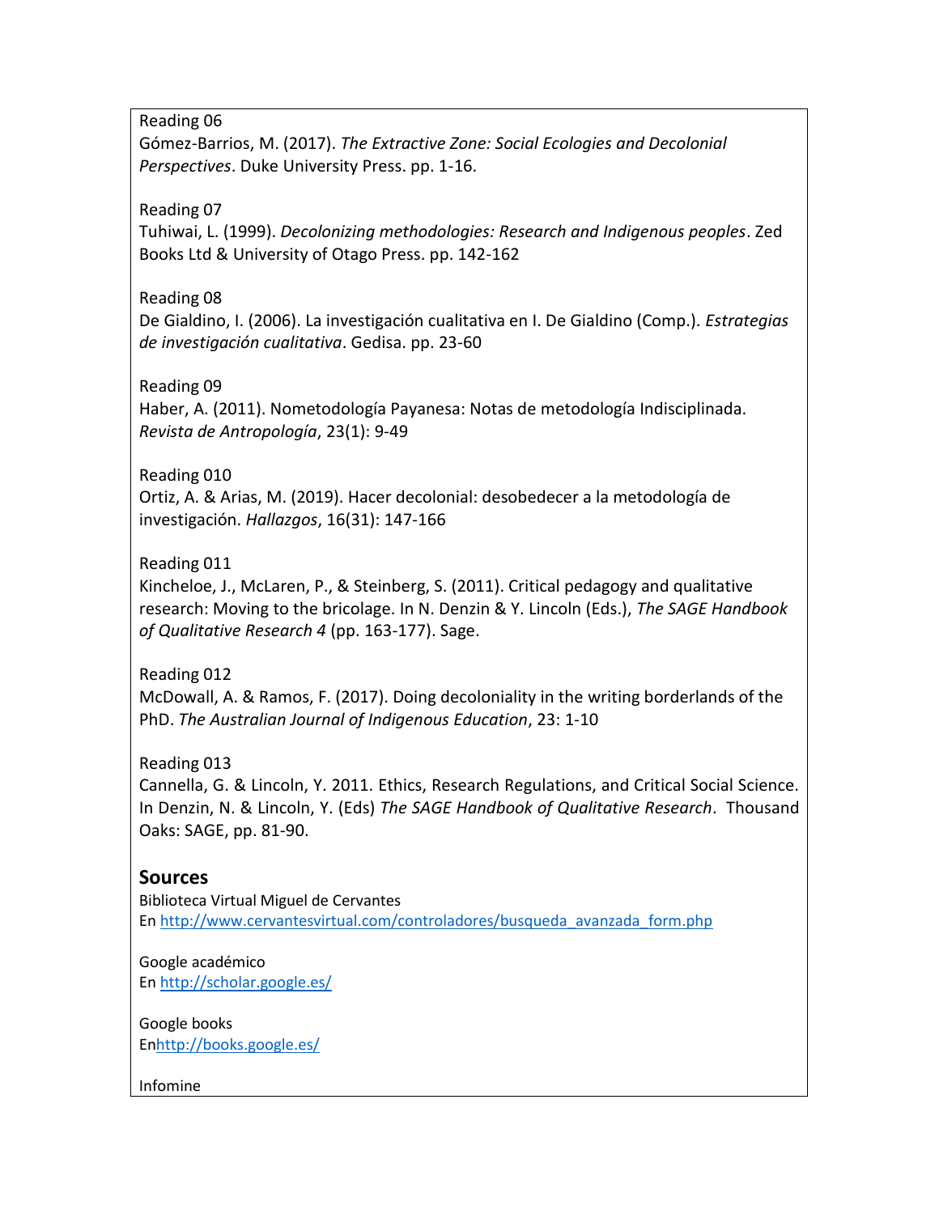Reading 06
Gómez-Barrios, M. (2017). *The Extractive Zone: Social Ecologies and Decolonial Perspectives*. Duke University Press. pp. 1-16.

Reading 07
Tuhiwai, L. (1999). *Decolonizing methodologies: Research and Indigenous peoples*. Zed Books Ltd & University of Otago Press. pp. 142-162

Reading 08
De Gialdino, I. (2006). La investigación cualitativa en I. De Gialdino (Comp.). *Estrategias de investigación cualitativa*. Gedisa. pp. 23-60

Reading 09
Haber, A. (2011). Nometodología Payanesa: Notas de metodología Indisciplinada. *Revista de Antropología*, 23(1): 9-49

Reading 010
Ortiz, A. & Arias, M. (2019). Hacer decolonial: desobedecer a la metodología de investigación. *Hallazgos*, 16(31): 147-166

Reading 011
Kincheloe, J., McLaren, P., & Steinberg, S. (2011). Critical pedagogy and qualitative research: Moving to the bricolage. In N. Denzin & Y. Lincoln (Eds.), *The SAGE Handbook of Qualitative Research 4* (pp. 163-177). Sage.

Reading 012
McDowall, A. & Ramos, F. (2017). Doing decoloniality in the writing borderlands of the PhD. *The Australian Journal of Indigenous Education*, 23: 1-10

Reading 013
Cannella, G. & Lincoln, Y. 2011. Ethics, Research Regulations, and Critical Social Science. In Denzin, N. & Lincoln, Y. (Eds) *The SAGE Handbook of Qualitative Research*. Thousand Oaks: SAGE, pp. 81-90.

## Sources

Biblioteca Virtual Miguel de Cervantes
En http://www.cervantesvirtual.com/controladores/busqueda_avanzada_form.php

Google académico
En http://scholar.google.es/

Google books
Enhttp://books.google.es/

Infomine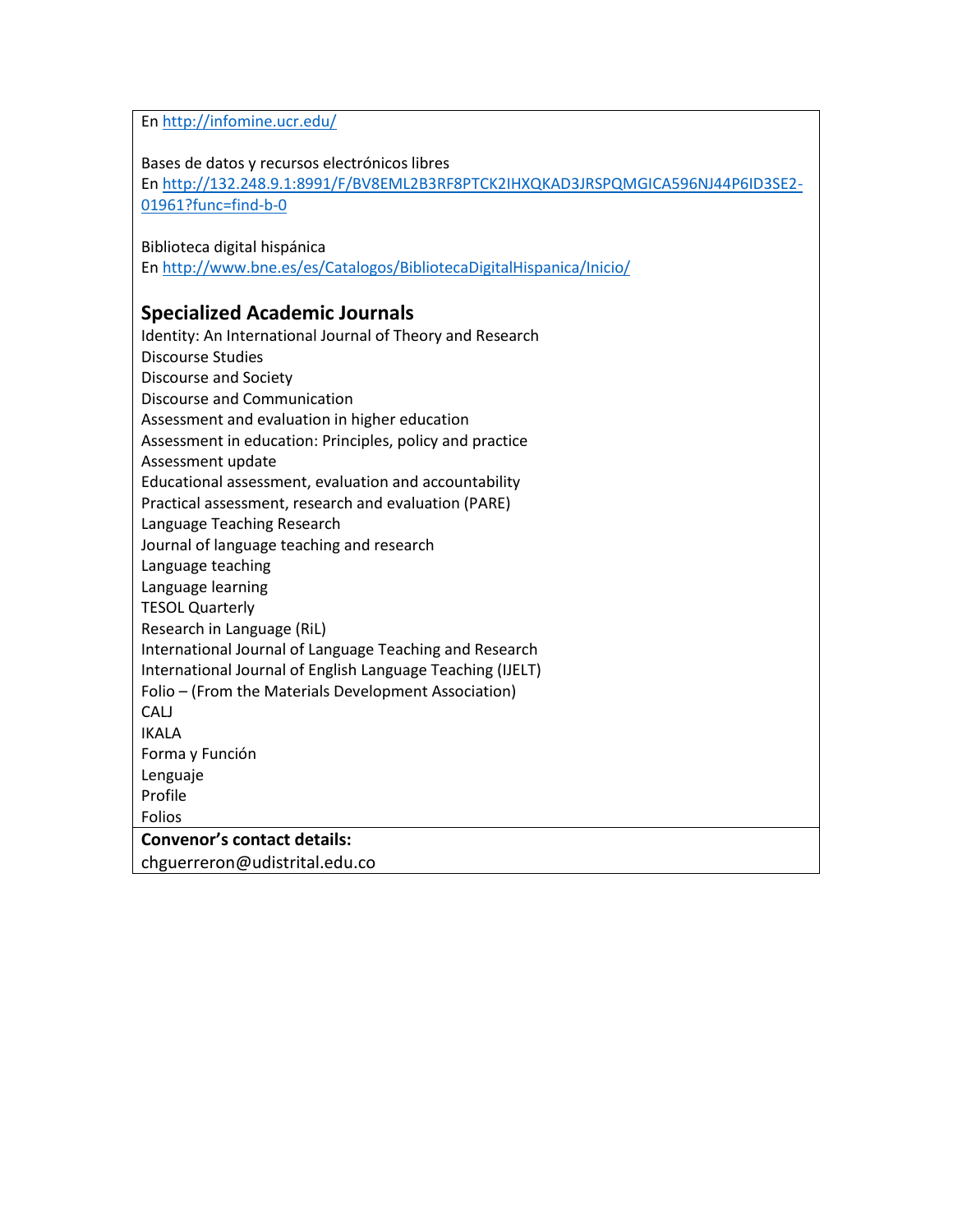En http://infomine.ucr.edu/

Bases de datos y recursos electrónicos libres
En http://132.248.9.1:8991/F/BV8EML2B3RF8PTCK2IHXQKAD3JRSPQMGICA596NJ44P6ID3SE2-01961?func=find-b-0

Biblioteca digital hispánica
En http://www.bne.es/es/Catalogos/BibliotecaDigitalHispanica/Inicio/

## Specialized Academic Journals

Identity: An International Journal of Theory and Research
Discourse Studies
Discourse and Society
Discourse and Communication
Assessment and evaluation in higher education
Assessment in education: Principles, policy and practice
Assessment update
Educational assessment, evaluation and accountability
Practical assessment, research and evaluation (PARE)
Language Teaching Research
Journal of language teaching and research
Language teaching
Language learning
TESOL Quarterly
Research in Language (RiL)
International Journal of Language Teaching and Research
International Journal of English Language Teaching (IJELT)
Folio – (From the Materials Development Association)
CALJ
IKALA
Forma y Función
Lenguaje
Profile
Folios

**Convenor's contact details:**
chguerreron@udistrital.edu.co